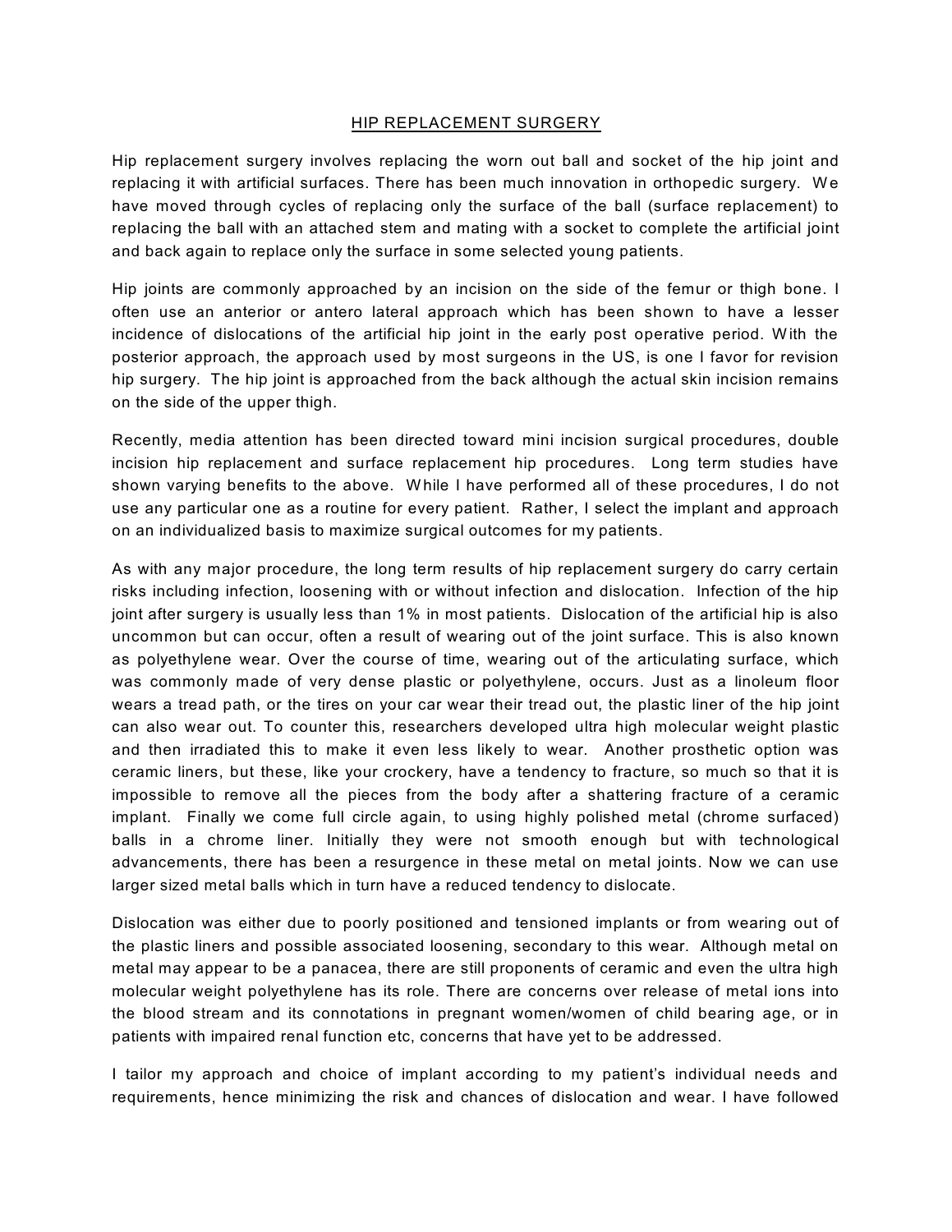# HIP REPLACEMENT SURGERY

Hip replacement surgery involves replacing the worn out ball and socket of the hip joint and replacing it with artificial surfaces. There has been much innovation in orthopedic surgery. We have moved through cycles of replacing only the surface of the ball (surface replacement) to replacing the ball with an attached stem and mating with a socket to complete the artificial joint and back again to replace only the surface in some selected young patients.

Hip joints are commonly approached by an incision on the side of the femur or thigh bone. I often use an anterior or antero lateral approach which has been shown to have a lesser incidence of dislocations of the artificial hip joint in the early post operative period. With the posterior approach, the approach used by most surgeons in the US, is one I favor for revision hip surgery. The hip joint is approached from the back although the actual skin incision remains on the side of the upper thigh.

Recently, media attention has been directed toward mini incision surgical procedures, double incision hip replacement and surface replacement hip procedures. Long term studies have shown varying benefits to the above. While I have performed all of these procedures, I do not use any particular one as a routine for every patient. Rather, I select the implant and approach on an individualized basis to maximize surgical outcomes for my patients.

As with any major procedure, the long term results of hip replacement surgery do carry certain risks including infection, loosening with or without infection and dislocation. Infection of the hip joint after surgery is usually less than 1% in most patients. Dislocation of the artificial hip is also uncommon but can occur, often a result of wearing out of the joint surface. This is also known as polyethylene wear. Over the course of time, wearing out of the articulating surface, which was commonly made of very dense plastic or polyethylene, occurs. Just as a linoleum floor wears a tread path, or the tires on your car wear their tread out, the plastic liner of the hip joint can also wear out. To counter this, researchers developed ultra high molecular weight plastic and then irradiated this to make it even less likely to wear. Another prosthetic option was ceramic liners, but these, like your crockery, have a tendency to fracture, so much so that it is impossible to remove all the pieces from the body after a shattering fracture of a ceramic implant. Finally we come full circle again, to using highly polished metal (chrome surfaced) balls in a chrome liner. Initially they were not smooth enough but with technological advancements, there has been a resurgence in these metal on metal joints. Now we can use larger sized metal balls which in turn have a reduced tendency to dislocate.

Dislocation was either due to poorly positioned and tensioned implants or from wearing out of the plastic liners and possible associated loosening, secondary to this wear. Although metal on metal may appear to be a panacea, there are still proponents of ceramic and even the ultra high molecular weight polyethylene has its role. There are concerns over release of metal ions into the blood stream and its connotations in pregnant women/women of child bearing age, or in patients with impaired renal function etc, concerns that have yet to be addressed.

I tailor my approach and choice of implant according to my patient's individual needs and requirements, hence minimizing the risk and chances of dislocation and wear. I have followed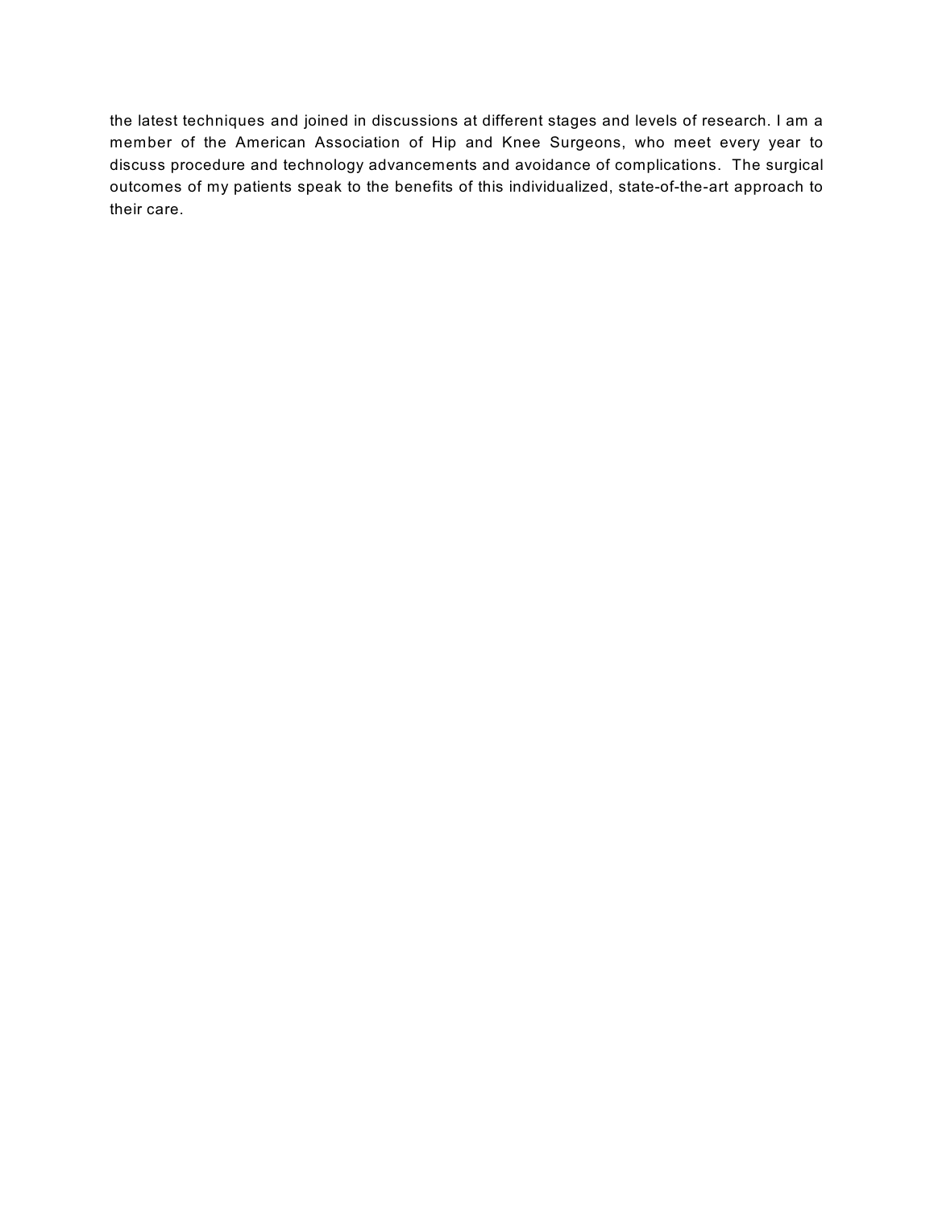the latest techniques and joined in discussions at different stages and levels of research. I am a member of the American Association of Hip and Knee Surgeons, who meet every year to discuss procedure and technology advancements and avoidance of complications. The surgical outcomes of my patients speak to the benefits of this individualized, state-of-the-art approach to their care.